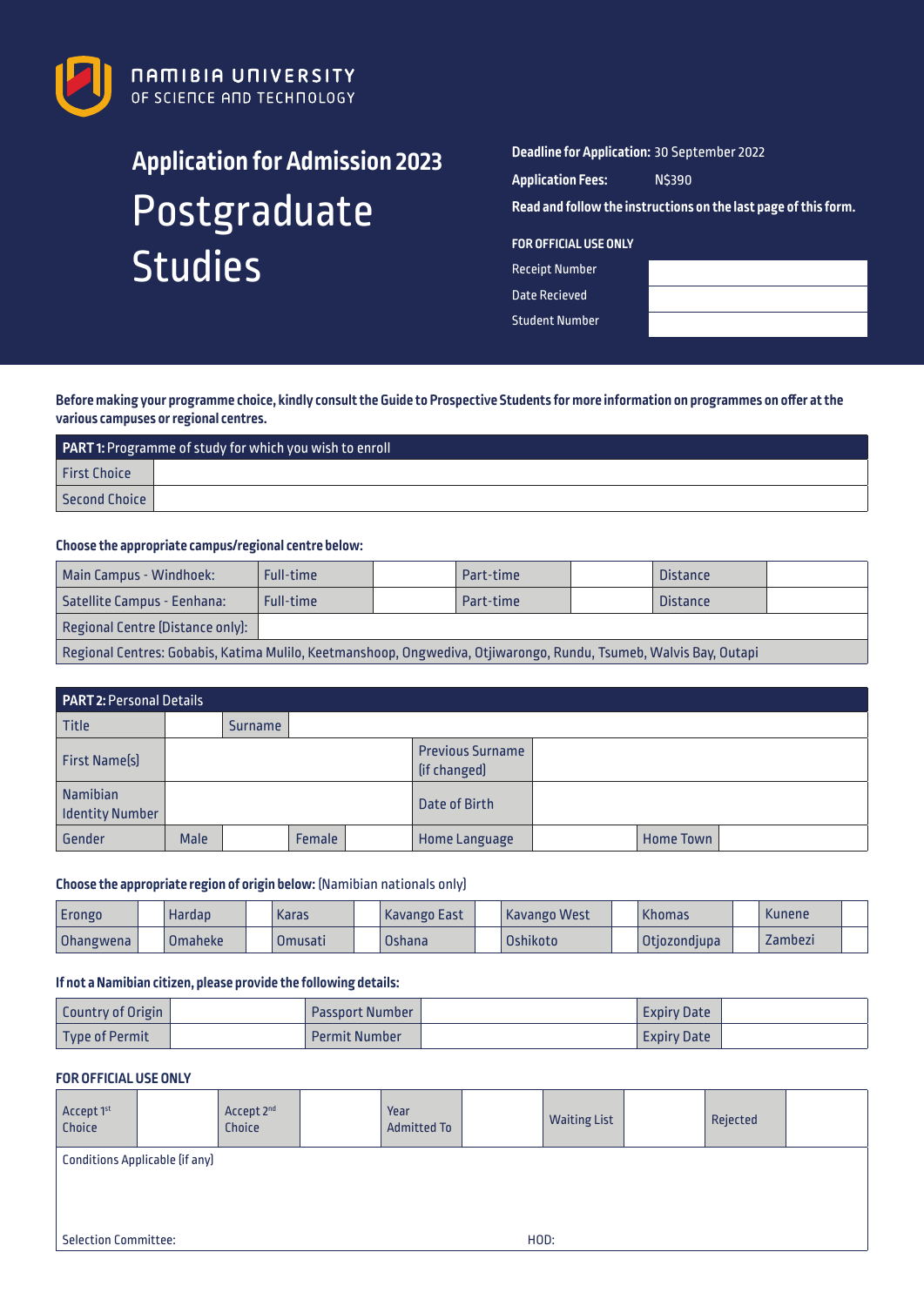NAMIBIA UNIVERSITY
OF SCIENCE AND TECHNOLOGY

# Application for Admission 2023

# Postgraduate Studies

**Deadline for Application:** 30 September 2022

**Application Fees:** N$390

**Read and follow the instructions on the last page of this form.**

**FOR OFFICIAL USE ONLY**

| | |
|---|---|
| Receipt Number | |
| Date Recieved | |
| Student Number | |

**Before making your programme choice, kindly consult the Guide to Prospective Students for more information on programmes on offer at the various campuses or regional centres.**

| **PART 1:** Programme of study for which you wish to enroll | |
|---|---|
| First Choice | |
| Second Choice | |

**Choose the appropriate campus/regional centre below:**

| | | | | | | |
|---|---|---|---|---|---|---|
| Main Campus - Windhoek: | Full-time | | Part-time | | Distance | |
| Satellite Campus - Eenhana: | Full-time | | Part-time | | Distance | |
| Regional Centre (Distance only): | | | | | | |
| Regional Centres: Gobabis, Katima Mulilo, Keetmanshoop, Ongwediva, Otjiwarongo, Rundu, Tsumeb, Walvis Bay, Outapi | | | | | | |

| **PART 2:** Personal Details | | | | | | | | |
|---|---|---|---|---|---|---|---|---|
| Title | | Surname | | | | | | |
| First Name(s) | | | | Previous Surname (if changed) | | | | |
| Namibian Identity Number | | | | Date of Birth | | | | |
| Gender | Male | | Female | | Home Language | | Home Town | |

**Choose the appropriate region of origin below:** (Namibian nationals only)

| | | | | | | | | | | | | | |
|---|---|---|---|---|---|---|---|---|---|---|---|---|---|
| Erongo | | Hardap | | Karas | | Kavango East | | Kavango West | | Khomas | | Kunene | |
| Ohangwena | | Omaheke | | Omusati | | Oshana | | Oshikoto | | Otjozondjupa | | Zambezi | |

**If not a Namibian citizen, please provide the following details:**

| | | | | | |
|---|---|---|---|---|---|
| Country of Origin | | Passport Number | | Expiry Date | |
| Type of Permit | | Permit Number | | Expiry Date | |

**FOR OFFICIAL USE ONLY**

| | | | | | | | | | |
|---|---|---|---|---|---|---|---|---|---|
| Accept 1st Choice | | Accept 2nd Choice | | Year Admitted To | | Waiting List | | Rejected | |

Conditions Applicable (if any)

Selection Committee: HOD: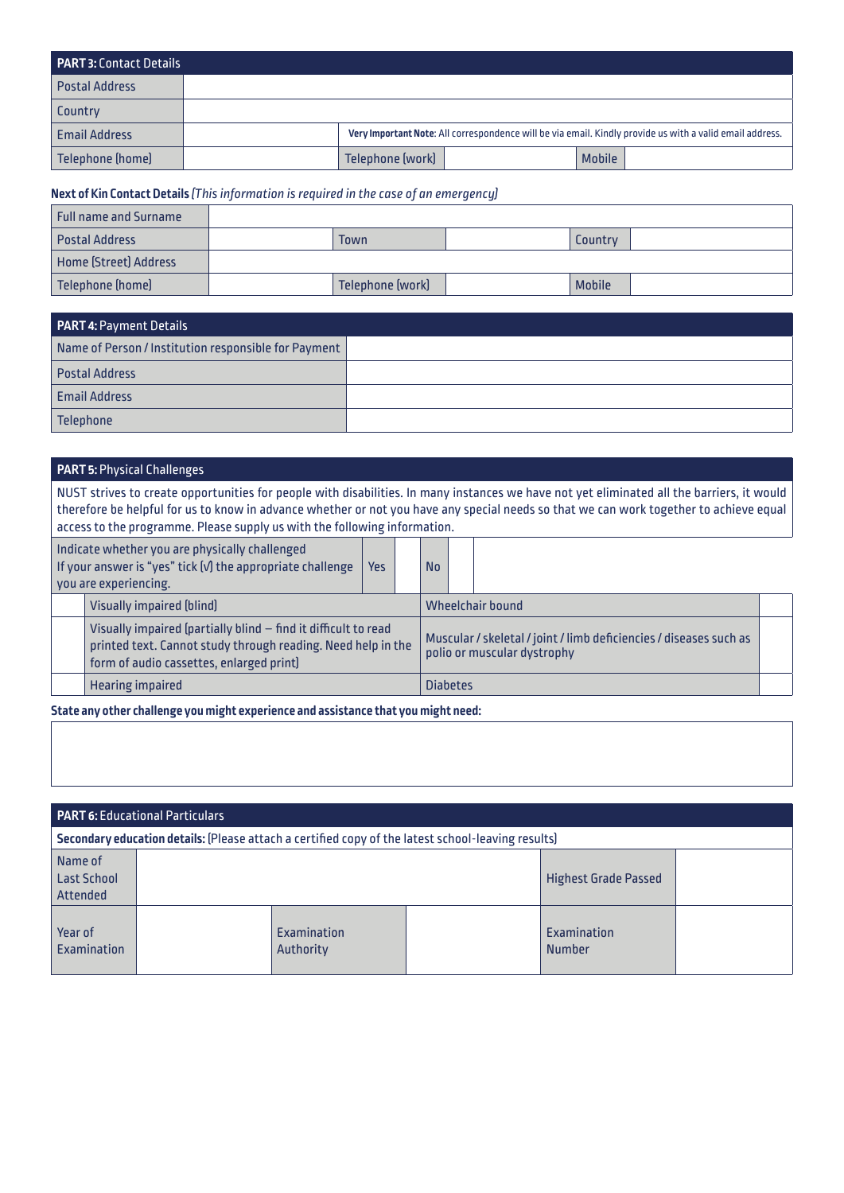| **PART 3:** Contact Details | | | | | |
|---|---|---|---|---|---|
| Postal Address | | | | | |
| Country | | | | | |
| Email Address | | **Very Important Note**: All correspondence will be via email. Kindly provide us with a valid email address. | | | |
| Telephone (home) | | Telephone (work) | | Mobile | |

**Next of Kin Contact Details** *(This information is required in the case of an emergency)*

| | | | | | |
|---|---|---|---|---|---|
| Full name and Surname | | | | | |
| Postal Address | | Town | | Country | |
| Home (Street) Address | | | | | |
| Telephone (home) | | Telephone (work) | | Mobile | |

| **PART 4:** Payment Details | |
|---|---|
| Name of Person / Institution responsible for Payment | |
| Postal Address | |
| Email Address | |
| Telephone | |

**PART 5:** Physical Challenges

NUST strives to create opportunities for people with disabilities. In many instances we have not yet eliminated all the barriers, it would therefore be helpful for us to know in advance whether or not you have any special needs so that we can work together to achieve equal access to the programme. Please supply us with the following information.

| | | | |
|---|---|---|---|
| Indicate whether you are physically challenged<br>If your answer is "yes" tick (√) the appropriate challenge you are experiencing. | Yes | | No |
| | Visually impaired (blind) | Wheelchair bound | |
| | Visually impaired (partially blind – find it difficult to read printed text. Cannot study through reading. Need help in the form of audio cassettes, enlarged print) | Muscular / skeletal / joint / limb deficiencies / diseases such as polio or muscular dystrophy | |
| | Hearing impaired | Diabetes | |

**State any other challenge you might experience and assistance that you might need:**

| |
|---|
| |

**PART 6:** Educational Particulars

**Secondary education details:** (Please attach a certified copy of the latest school-leaving results)

| | | | | | |
|---|---|---|---|---|---|
| Name of Last School Attended | | | | Highest Grade Passed | |
| Year of Examination | | Examination Authority | | Examination Number | |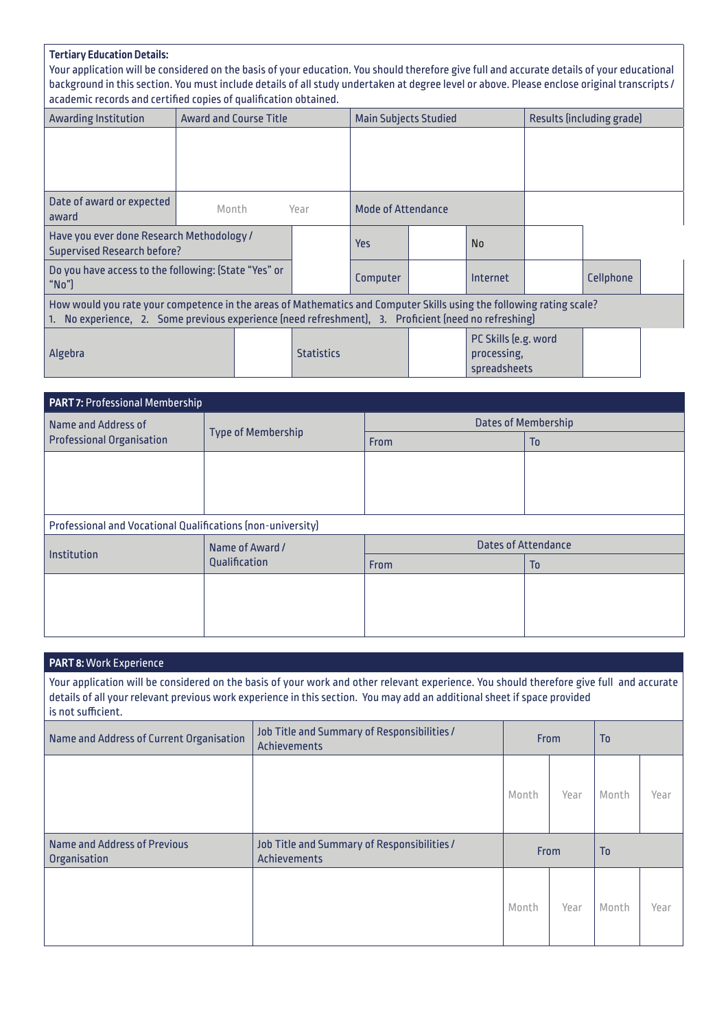**Tertiary Education Details:**

Your application will be considered on the basis of your education. You should therefore give full and accurate details of your educational background in this section. You must include details of all study undertaken at degree level or above. Please enclose original transcripts / academic records and certified copies of qualification obtained.

| Awarding Institution | Award and Course Title | Main Subjects Studied | Results (including grade) |
|---|---|---|---|
| | | | |
| Date of award or expected award | Month Year | Mode of Attendance | |

| | | | | | | |
|---|---|---|---|---|---|---|
| Have you ever done Research Methodology / Supervised Research before? | | Yes | | No | | |
| Do you have access to the following: (State "Yes" or "No") | | Computer | | Internet | | Cellphone |

How would you rate your competence in the areas of Mathematics and Computer Skills using the following rating scale?
1. No experience, 2. Some previous experience (need refreshment), 3. Proficient (need no refreshing)

| | | | | | |
|---|---|---|---|---|---|
| Algebra | | Statistics | | PC Skills (e.g. word processing, spreadsheets | |

## PART 7: Professional Membership

| Name and Address of Professional Organisation | Type of Membership | Dates of Membership | |
|---|---|---|---|
| | | From | To |
| | | | |

Professional and Vocational Qualifications (non-university)

| Institution | Name of Award / Qualification | Dates of Attendance | |
|---|---|---|---|
| | | From | To |
| | | | |

## PART 8: Work Experience

Your application will be considered on the basis of your work and other relevant experience. You should therefore give full and accurate details of all your relevant previous work experience in this section. You may add an additional sheet if space provided is not sufficient.

| Name and Address of Current Organisation | Job Title and Summary of Responsibilities / Achievements | From | | To | |
|---|---|---|---|---|---|
| | | Month | Year | Month | Year |

| Name and Address of Previous Organisation | Job Title and Summary of Responsibilities / Achievements | From | | To | |
|---|---|---|---|---|---|
| | | Month | Year | Month | Year |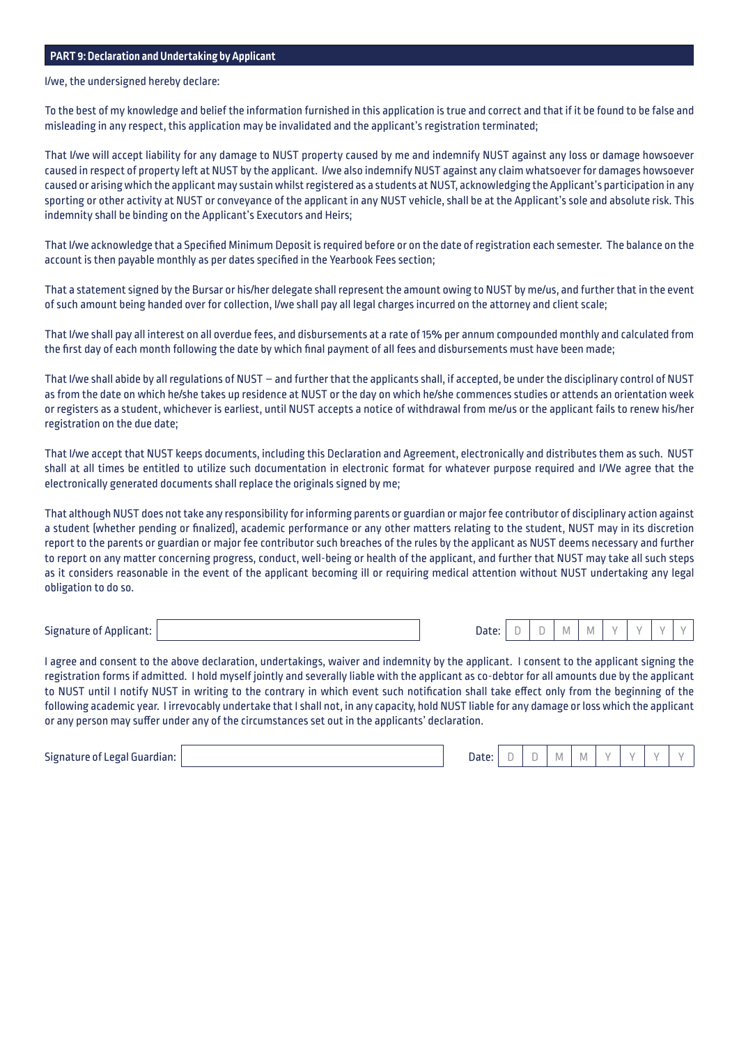## PART 9: Declaration and Undertaking by Applicant

I/we, the undersigned hereby declare:

To the best of my knowledge and belief the information furnished in this application is true and correct and that if it be found to be false and misleading in any respect, this application may be invalidated and the applicant's registration terminated;

That I/we will accept liability for any damage to NUST property caused by me and indemnify NUST against any loss or damage howsoever caused in respect of property left at NUST by the applicant. I/we also indemnify NUST against any claim whatsoever for damages howsoever caused or arising which the applicant may sustain whilst registered as a students at NUST, acknowledging the Applicant's participation in any sporting or other activity at NUST or conveyance of the applicant in any NUST vehicle, shall be at the Applicant's sole and absolute risk. This indemnity shall be binding on the Applicant's Executors and Heirs;

That I/we acknowledge that a Specified Minimum Deposit is required before or on the date of registration each semester. The balance on the account is then payable monthly as per dates specified in the Yearbook Fees section;

That a statement signed by the Bursar or his/her delegate shall represent the amount owing to NUST by me/us, and further that in the event of such amount being handed over for collection, I/we shall pay all legal charges incurred on the attorney and client scale;

That I/we shall pay all interest on all overdue fees, and disbursements at a rate of 15% per annum compounded monthly and calculated from the first day of each month following the date by which final payment of all fees and disbursements must have been made;

That I/we shall abide by all regulations of NUST – and further that the applicants shall, if accepted, be under the disciplinary control of NUST as from the date on which he/she takes up residence at NUST or the day on which he/she commences studies or attends an orientation week or registers as a student, whichever is earliest, until NUST accepts a notice of withdrawal from me/us or the applicant fails to renew his/her registration on the due date;

That I/we accept that NUST keeps documents, including this Declaration and Agreement, electronically and distributes them as such. NUST shall at all times be entitled to utilize such documentation in electronic format for whatever purpose required and I/We agree that the electronically generated documents shall replace the originals signed by me;

That although NUST does not take any responsibility for informing parents or guardian or major fee contributor of disciplinary action against a student (whether pending or finalized), academic performance or any other matters relating to the student, NUST may in its discretion report to the parents or guardian or major fee contributor such breaches of the rules by the applicant as NUST deems necessary and further to report on any matter concerning progress, conduct, well-being or health of the applicant, and further that NUST may take all such steps as it considers reasonable in the event of the applicant becoming ill or requiring medical attention without NUST undertaking any legal obligation to do so.

Signature of Applicant: ____________________ Date: D D M M Y Y Y Y

I agree and consent to the above declaration, undertakings, waiver and indemnity by the applicant. I consent to the applicant signing the registration forms if admitted. I hold myself jointly and severally liable with the applicant as co-debtor for all amounts due by the applicant to NUST until I notify NUST in writing to the contrary in which event such notification shall take effect only from the beginning of the following academic year. I irrevocably undertake that I shall not, in any capacity, hold NUST liable for any damage or loss which the applicant or any person may suffer under any of the circumstances set out in the applicants' declaration.

Signature of Legal Guardian: ____________________ Date: D D M M Y Y Y Y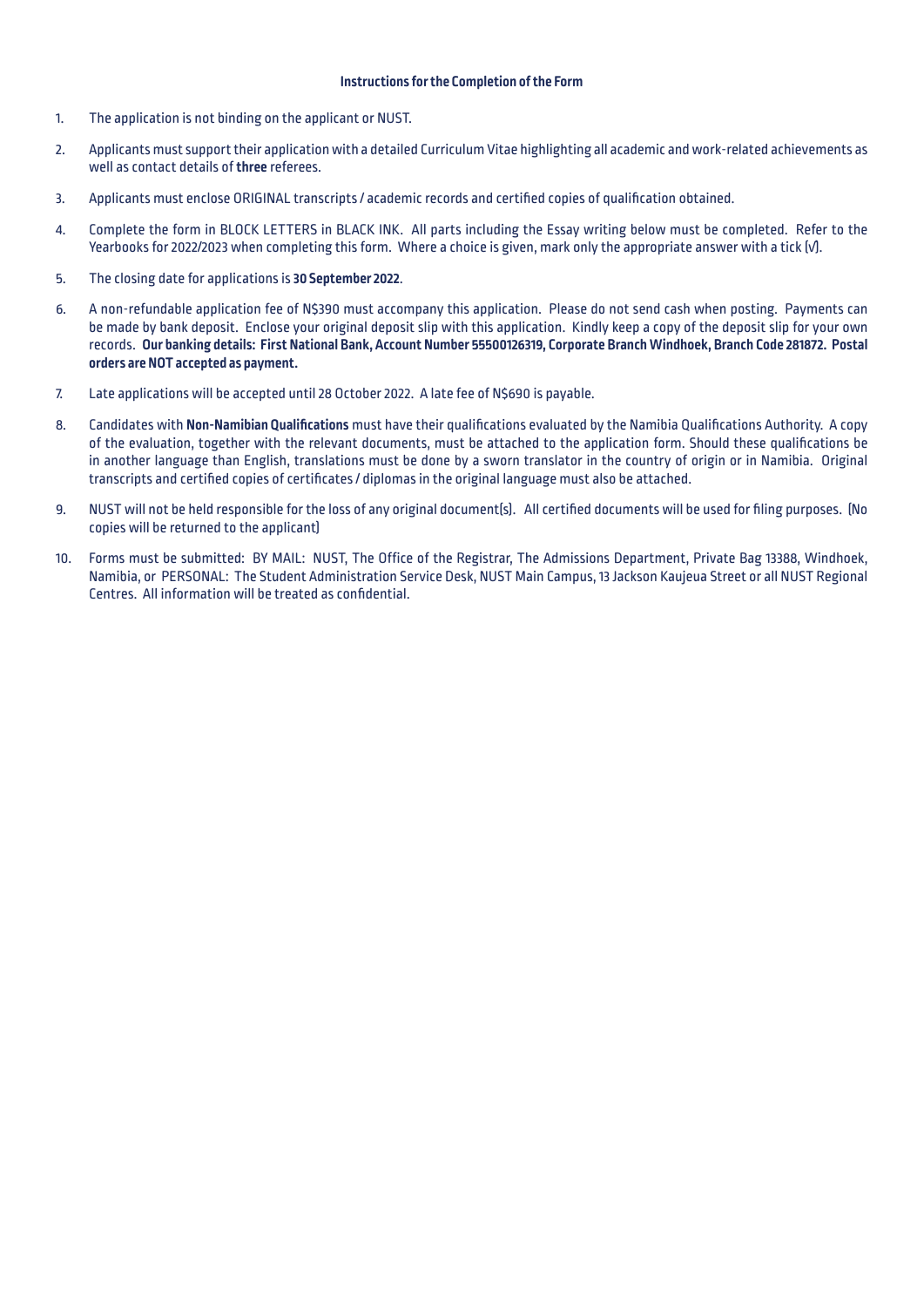## Instructions for the Completion of the Form

1. The application is not binding on the applicant or NUST.

2. Applicants must support their application with a detailed Curriculum Vitae highlighting all academic and work-related achievements as well as contact details of **three** referees.

3. Applicants must enclose ORIGINAL transcripts / academic records and certified copies of qualification obtained.

4. Complete the form in BLOCK LETTERS in BLACK INK. All parts including the Essay writing below must be completed. Refer to the Yearbooks for 2022/2023 when completing this form. Where a choice is given, mark only the appropriate answer with a tick (√).

5. The closing date for applications is **30 September 2022**.

6. A non-refundable application fee of N$390 must accompany this application. Please do not send cash when posting. Payments can be made by bank deposit. Enclose your original deposit slip with this application. Kindly keep a copy of the deposit slip for your own records. **Our banking details: First National Bank, Account Number 55500126319, Corporate Branch Windhoek, Branch Code 281872. Postal orders are NOT accepted as payment.**

7. Late applications will be accepted until 28 October 2022. A late fee of N$690 is payable.

8. Candidates with **Non-Namibian Qualifications** must have their qualifications evaluated by the Namibia Qualifications Authority. A copy of the evaluation, together with the relevant documents, must be attached to the application form. Should these qualifications be in another language than English, translations must be done by a sworn translator in the country of origin or in Namibia. Original transcripts and certified copies of certificates / diplomas in the original language must also be attached.

9. NUST will not be held responsible for the loss of any original document(s). All certified documents will be used for filing purposes. (No copies will be returned to the applicant)

10. Forms must be submitted: BY MAIL: NUST, The Office of the Registrar, The Admissions Department, Private Bag 13388, Windhoek, Namibia, or PERSONAL: The Student Administration Service Desk, NUST Main Campus, 13 Jackson Kaujeua Street or all NUST Regional Centres. All information will be treated as confidential.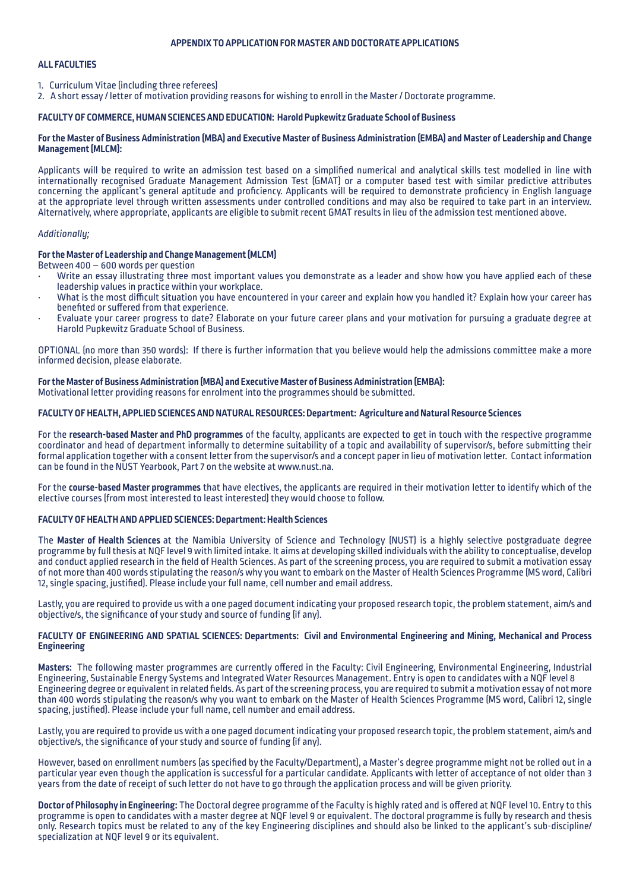## APPENDIX TO APPLICATION FOR MASTER AND DOCTORATE APPLICATIONS

### ALL FACULTIES

1. Curriculum Vitae (including three referees)
2. A short essay / letter of motivation providing reasons for wishing to enroll in the Master / Doctorate programme.

### FACULTY OF COMMERCE, HUMAN SCIENCES AND EDUCATION: Harold Pupkewitz Graduate School of Business

**For the Master of Business Administration (MBA) and Executive Master of Business Administration (EMBA) and Master of Leadership and Change Management (MLCM):**

Applicants will be required to write an admission test based on a simplified numerical and analytical skills test modelled in line with internationally recognised Graduate Management Admission Test (GMAT) or a computer based test with similar predictive attributes concerning the applicant's general aptitude and proficiency. Applicants will be required to demonstrate proficiency in English language at the appropriate level through written assessments under controlled conditions and may also be required to take part in an interview. Alternatively, where appropriate, applicants are eligible to submit recent GMAT results in lieu of the admission test mentioned above.

*Additionally;*

**For the Master of Leadership and Change Management (MLCM)**

Between 400 – 600 words per question

- Write an essay illustrating three most important values you demonstrate as a leader and show how you have applied each of these leadership values in practice within your workplace.
- What is the most difficult situation you have encountered in your career and explain how you handled it? Explain how your career has benefited or suffered from that experience.
- Evaluate your career progress to date? Elaborate on your future career plans and your motivation for pursuing a graduate degree at Harold Pupkewitz Graduate School of Business.

OPTIONAL (no more than 350 words): If there is further information that you believe would help the admissions committee make a more informed decision, please elaborate.

**For the Master of Business Administration (MBA) and Executive Master of Business Administration (EMBA):**
Motivational letter providing reasons for enrolment into the programmes should be submitted.

### FACULTY OF HEALTH, APPLIED SCIENCES AND NATURAL RESOURCES: Department: Agriculture and Natural Resource Sciences

For the **research-based Master and PhD programmes** of the faculty, applicants are expected to get in touch with the respective programme coordinator and head of department informally to determine suitability of a topic and availability of supervisor/s, before submitting their formal application together with a consent letter from the supervisor/s and a concept paper in lieu of motivation letter. Contact information can be found in the NUST Yearbook, Part 7 on the website at www.nust.na.

For the **course-based Master programmes** that have electives, the applicants are required in their motivation letter to identify which of the elective courses (from most interested to least interested) they would choose to follow.

### FACULTY OF HEALTH AND APPLIED SCIENCES: Department: Health Sciences

The **Master of Health Sciences** at the Namibia University of Science and Technology (NUST) is a highly selective postgraduate degree programme by full thesis at NQF level 9 with limited intake. It aims at developing skilled individuals with the ability to conceptualise, develop and conduct applied research in the field of Health Sciences. As part of the screening process, you are required to submit a motivation essay of not more than 400 words stipulating the reason/s why you want to embark on the Master of Health Sciences Programme (MS word, Calibri 12, single spacing, justified). Please include your full name, cell number and email address.

Lastly, you are required to provide us with a one paged document indicating your proposed research topic, the problem statement, aim/s and objective/s, the significance of your study and source of funding (if any).

### FACULTY OF ENGINEERING AND SPATIAL SCIENCES: Departments: Civil and Environmental Engineering and Mining, Mechanical and Process Engineering

**Masters:** The following master programmes are currently offered in the Faculty: Civil Engineering, Environmental Engineering, Industrial Engineering, Sustainable Energy Systems and Integrated Water Resources Management. Entry is open to candidates with a NQF level 8 Engineering degree or equivalent in related fields. As part of the screening process, you are required to submit a motivation essay of not more than 400 words stipulating the reason/s why you want to embark on the Master of Health Sciences Programme (MS word, Calibri 12, single spacing, justified). Please include your full name, cell number and email address.

Lastly, you are required to provide us with a one paged document indicating your proposed research topic, the problem statement, aim/s and objective/s, the significance of your study and source of funding (if any).

However, based on enrollment numbers (as specified by the Faculty/Department), a Master's degree programme might not be rolled out in a particular year even though the application is successful for a particular candidate. Applicants with letter of acceptance of not older than 3 years from the date of receipt of such letter do not have to go through the application process and will be given priority.

**Doctor of Philosophy in Engineering:** The Doctoral degree programme of the Faculty is highly rated and is offered at NQF level 10. Entry to this programme is open to candidates with a master degree at NQF level 9 or equivalent. The doctoral programme is fully by research and thesis only. Research topics must be related to any of the key Engineering disciplines and should also be linked to the applicant's sub-discipline/ specialization at NQF level 9 or its equivalent.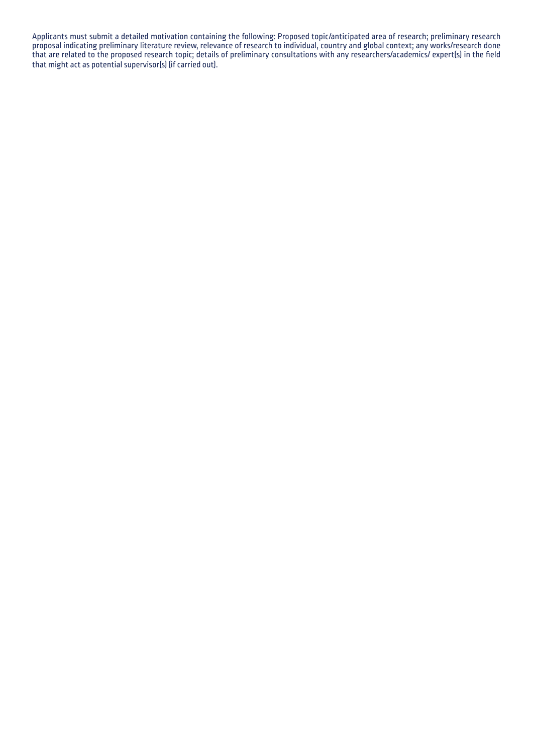Applicants must submit a detailed motivation containing the following: Proposed topic/anticipated area of research; preliminary research proposal indicating preliminary literature review, relevance of research to individual, country and global context; any works/research done that are related to the proposed research topic; details of preliminary consultations with any researchers/academics/ expert(s) in the field that might act as potential supervisor(s) (if carried out).